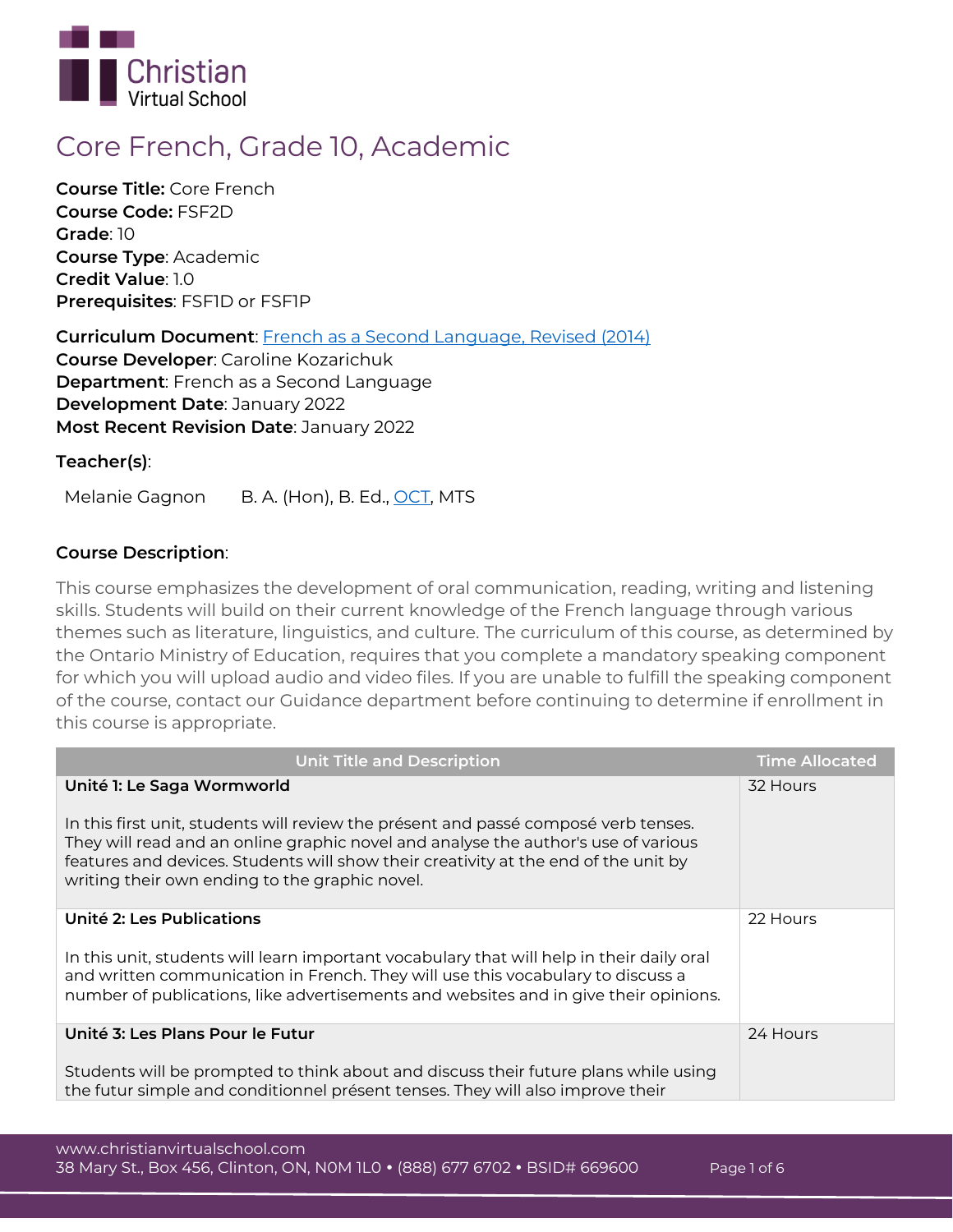# Core French, Grade 10, Academic

**Course Title:** Core French
**Course Code:** FSF2D
**Grade**: 10
**Course Type**: Academic
**Credit Value**: 1.0
**Prerequisites**: FSF1D or FSF1P

**Curriculum Document**: [French as a Second Language, Revised (2014)]
**Course Developer**: Caroline Kozarichuk
**Department**: French as a Second Language
**Development Date**: January 2022
**Most Recent Revision Date**: January 2022

**Teacher(s)**:

Melanie Gagnon B. A. (Hon), B. Ed., OCT, MTS

**Course Description**:

This course emphasizes the development of oral communication, reading, writing and listening skills. Students will build on their current knowledge of the French language through various themes such as literature, linguistics, and culture. The curriculum of this course, as determined by the Ontario Ministry of Education, requires that you complete a mandatory speaking component for which you will upload audio and video files. If you are unable to fulfill the speaking component of the course, contact our Guidance department before continuing to determine if enrollment in this course is appropriate.

| Unit Title and Description | Time Allocated |
|---|---|
| **Unité 1: Le Saga Wormworld**<br><br>In this first unit, students will review the présent and passé composé verb tenses. They will read and an online graphic novel and analyse the author's use of various features and devices. Students will show their creativity at the end of the unit by writing their own ending to the graphic novel. | 32 Hours |
| **Unité 2: Les Publications**<br><br>In this unit, students will learn important vocabulary that will help in their daily oral and written communication in French. They will use this vocabulary to discuss a number of publications, like advertisements and websites and in give their opinions. | 22 Hours |
| **Unité 3: Les Plans Pour le Futur**<br><br>Students will be prompted to think about and discuss their future plans while using the futur simple and conditionnel présent tenses. They will also improve their | 24 Hours |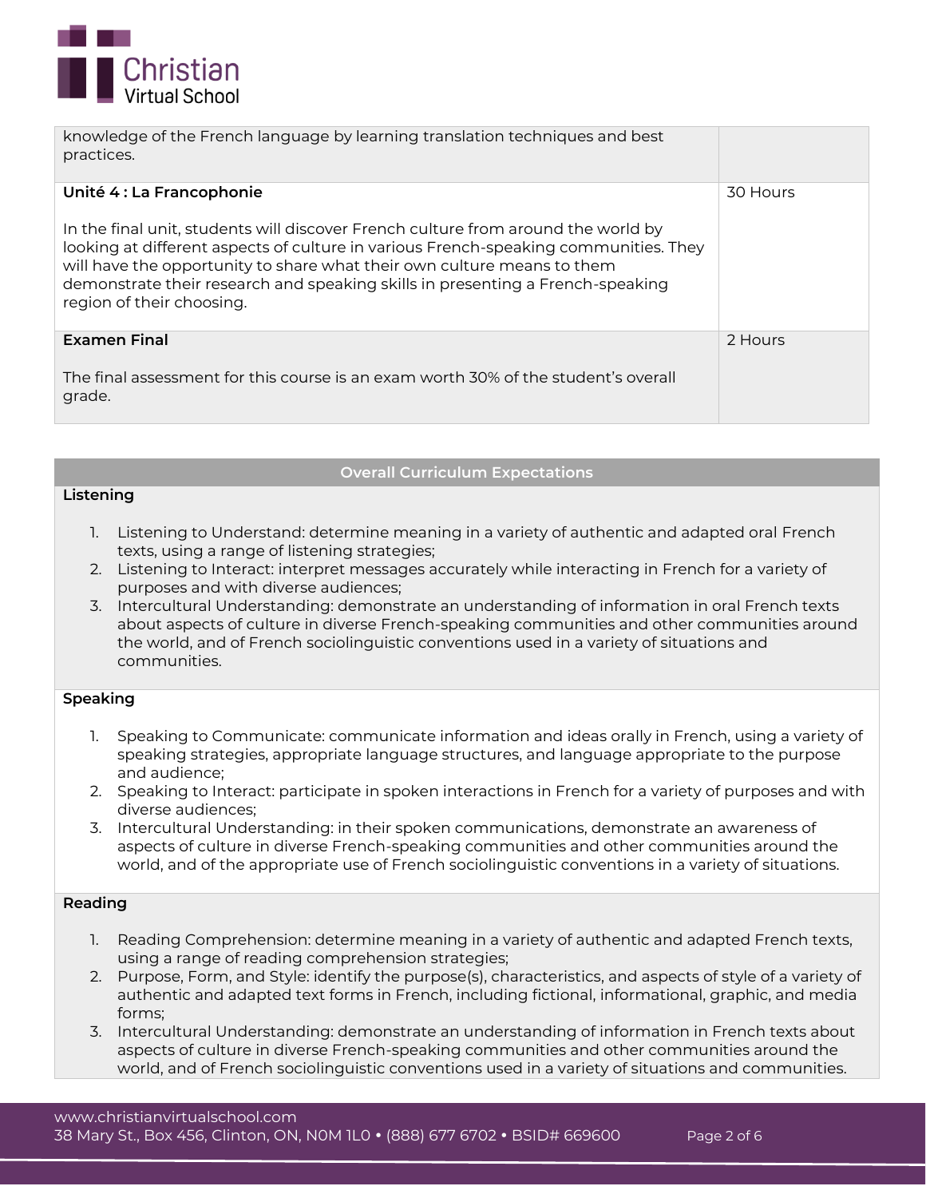| | |
|---|---|
| knowledge of the French language by learning translation techniques and best practices. | |
| **Unité 4 : La Francophonie**<br><br>In the final unit, students will discover French culture from around the world by looking at different aspects of culture in various French-speaking communities. They will have the opportunity to share what their own culture means to them demonstrate their research and speaking skills in presenting a French-speaking region of their choosing. | 30 Hours |
| **Examen Final**<br><br>The final assessment for this course is an exam worth 30% of the student's overall grade. | 2 Hours |

## Overall Curriculum Expectations

**Listening**

1. Listening to Understand: determine meaning in a variety of authentic and adapted oral French texts, using a range of listening strategies;
2. Listening to Interact: interpret messages accurately while interacting in French for a variety of purposes and with diverse audiences;
3. Intercultural Understanding: demonstrate an understanding of information in oral French texts about aspects of culture in diverse French-speaking communities and other communities around the world, and of French sociolinguistic conventions used in a variety of situations and communities.

**Speaking**

1. Speaking to Communicate: communicate information and ideas orally in French, using a variety of speaking strategies, appropriate language structures, and language appropriate to the purpose and audience;
2. Speaking to Interact: participate in spoken interactions in French for a variety of purposes and with diverse audiences;
3. Intercultural Understanding: in their spoken communications, demonstrate an awareness of aspects of culture in diverse French-speaking communities and other communities around the world, and of the appropriate use of French sociolinguistic conventions in a variety of situations.

**Reading**

1. Reading Comprehension: determine meaning in a variety of authentic and adapted French texts, using a range of reading comprehension strategies;
2. Purpose, Form, and Style: identify the purpose(s), characteristics, and aspects of style of a variety of authentic and adapted text forms in French, including fictional, informational, graphic, and media forms;
3. Intercultural Understanding: demonstrate an understanding of information in French texts about aspects of culture in diverse French-speaking communities and other communities around the world, and of French sociolinguistic conventions used in a variety of situations and communities.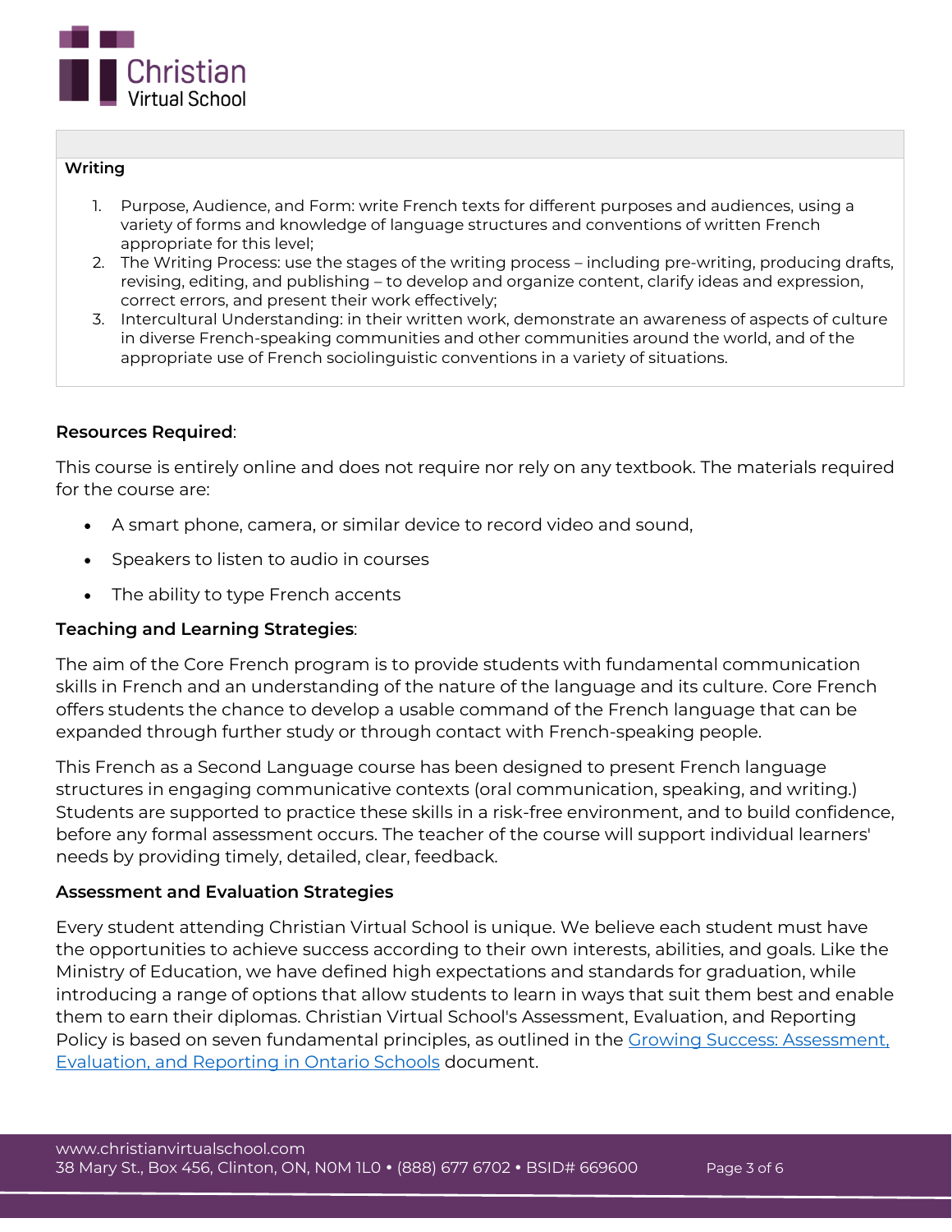**Writing**

1. Purpose, Audience, and Form: write French texts for different purposes and audiences, using a variety of forms and knowledge of language structures and conventions of written French appropriate for this level;
2. The Writing Process: use the stages of the writing process – including pre-writing, producing drafts, revising, editing, and publishing – to develop and organize content, clarify ideas and expression, correct errors, and present their work effectively;
3. Intercultural Understanding: in their written work, demonstrate an awareness of aspects of culture in diverse French-speaking communities and other communities around the world, and of the appropriate use of French sociolinguistic conventions in a variety of situations.

**Resources Required**:

This course is entirely online and does not require nor rely on any textbook. The materials required for the course are:

- A smart phone, camera, or similar device to record video and sound,
- Speakers to listen to audio in courses
- The ability to type French accents

**Teaching and Learning Strategies**:

The aim of the Core French program is to provide students with fundamental communication skills in French and an understanding of the nature of the language and its culture. Core French offers students the chance to develop a usable command of the French language that can be expanded through further study or through contact with French-speaking people.

This French as a Second Language course has been designed to present French language structures in engaging communicative contexts (oral communication, speaking, and writing.) Students are supported to practice these skills in a risk-free environment, and to build confidence, before any formal assessment occurs. The teacher of the course will support individual learners' needs by providing timely, detailed, clear, feedback.

**Assessment and Evaluation Strategies**

Every student attending Christian Virtual School is unique. We believe each student must have the opportunities to achieve success according to their own interests, abilities, and goals. Like the Ministry of Education, we have defined high expectations and standards for graduation, while introducing a range of options that allow students to learn in ways that suit them best and enable them to earn their diplomas. Christian Virtual School's Assessment, Evaluation, and Reporting Policy is based on seven fundamental principles, as outlined in the Growing Success: Assessment, Evaluation, and Reporting in Ontario Schools document.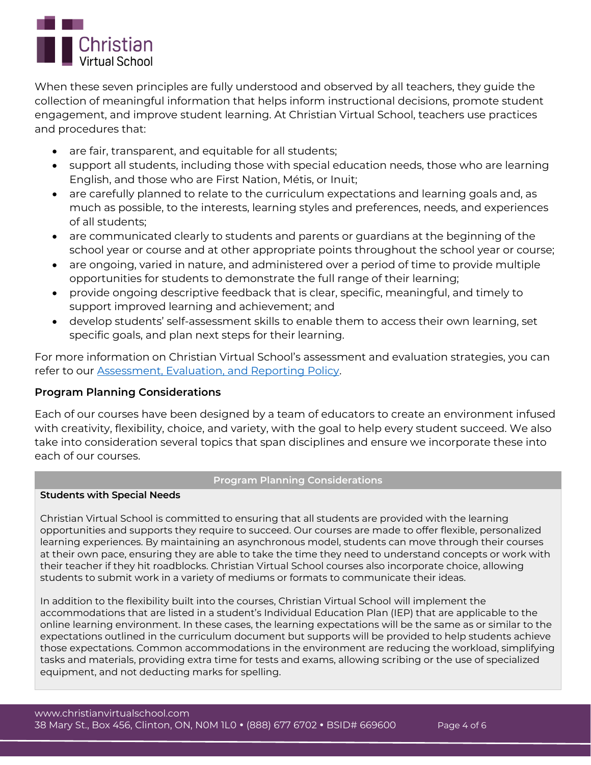When these seven principles are fully understood and observed by all teachers, they guide the collection of meaningful information that helps inform instructional decisions, promote student engagement, and improve student learning. At Christian Virtual School, teachers use practices and procedures that:

- are fair, transparent, and equitable for all students;
- support all students, including those with special education needs, those who are learning English, and those who are First Nation, Métis, or Inuit;
- are carefully planned to relate to the curriculum expectations and learning goals and, as much as possible, to the interests, learning styles and preferences, needs, and experiences of all students;
- are communicated clearly to students and parents or guardians at the beginning of the school year or course and at other appropriate points throughout the school year or course;
- are ongoing, varied in nature, and administered over a period of time to provide multiple opportunities for students to demonstrate the full range of their learning;
- provide ongoing descriptive feedback that is clear, specific, meaningful, and timely to support improved learning and achievement; and
- develop students' self-assessment skills to enable them to access their own learning, set specific goals, and plan next steps for their learning.

For more information on Christian Virtual School's assessment and evaluation strategies, you can refer to our Assessment, Evaluation, and Reporting Policy.

### Program Planning Considerations

Each of our courses have been designed by a team of educators to create an environment infused with creativity, flexibility, choice, and variety, with the goal to help every student succeed. We also take into consideration several topics that span disciplines and ensure we incorporate these into each of our courses.

| Program Planning Considerations |
| --- |
| **Students with Special Needs**<br><br>Christian Virtual School is committed to ensuring that all students are provided with the learning opportunities and supports they require to succeed. Our courses are made to offer flexible, personalized learning experiences. By maintaining an asynchronous model, students can move through their courses at their own pace, ensuring they are able to take the time they need to understand concepts or work with their teacher if they hit roadblocks. Christian Virtual School courses also incorporate choice, allowing students to submit work in a variety of mediums or formats to communicate their ideas.<br><br>In addition to the flexibility built into the courses, Christian Virtual School will implement the accommodations that are listed in a student's Individual Education Plan (IEP) that are applicable to the online learning environment. In these cases, the learning expectations will be the same as or similar to the expectations outlined in the curriculum document but supports will be provided to help students achieve those expectations. Common accommodations in the environment are reducing the workload, simplifying tasks and materials, providing extra time for tests and exams, allowing scribing or the use of specialized equipment, and not deducting marks for spelling. |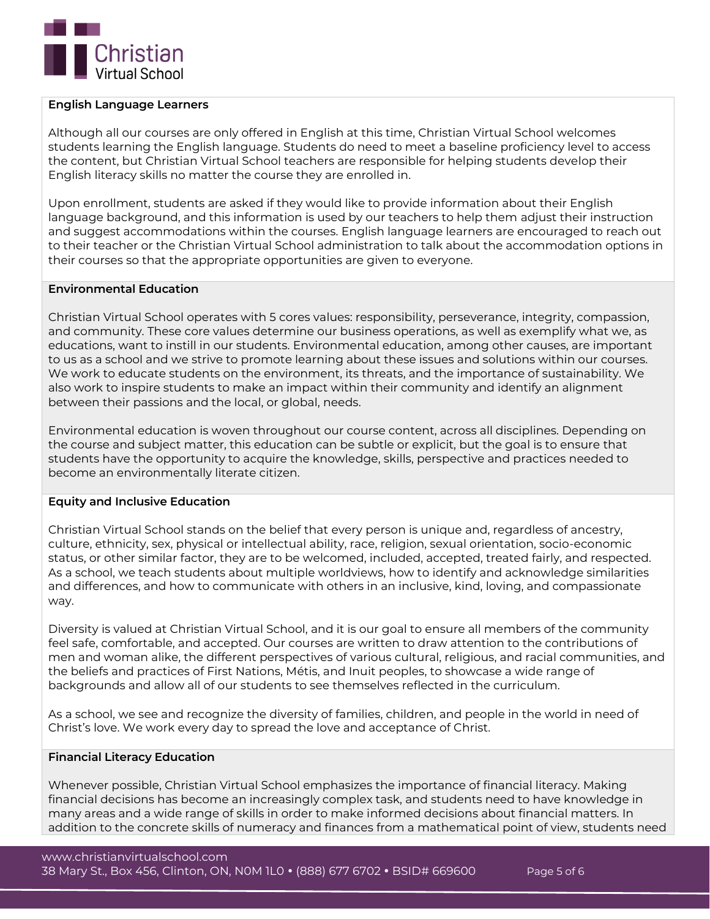### English Language Learners

Although all our courses are only offered in English at this time, Christian Virtual School welcomes students learning the English language. Students do need to meet a baseline proficiency level to access the content, but Christian Virtual School teachers are responsible for helping students develop their English literacy skills no matter the course they are enrolled in.

Upon enrollment, students are asked if they would like to provide information about their English language background, and this information is used by our teachers to help them adjust their instruction and suggest accommodations within the courses. English language learners are encouraged to reach out to their teacher or the Christian Virtual School administration to talk about the accommodation options in their courses so that the appropriate opportunities are given to everyone.

### Environmental Education

Christian Virtual School operates with 5 cores values: responsibility, perseverance, integrity, compassion, and community. These core values determine our business operations, as well as exemplify what we, as educations, want to instill in our students. Environmental education, among other causes, are important to us as a school and we strive to promote learning about these issues and solutions within our courses. We work to educate students on the environment, its threats, and the importance of sustainability. We also work to inspire students to make an impact within their community and identify an alignment between their passions and the local, or global, needs.

Environmental education is woven throughout our course content, across all disciplines. Depending on the course and subject matter, this education can be subtle or explicit, but the goal is to ensure that students have the opportunity to acquire the knowledge, skills, perspective and practices needed to become an environmentally literate citizen.

### Equity and Inclusive Education

Christian Virtual School stands on the belief that every person is unique and, regardless of ancestry, culture, ethnicity, sex, physical or intellectual ability, race, religion, sexual orientation, socio-economic status, or other similar factor, they are to be welcomed, included, accepted, treated fairly, and respected. As a school, we teach students about multiple worldviews, how to identify and acknowledge similarities and differences, and how to communicate with others in an inclusive, kind, loving, and compassionate way.

Diversity is valued at Christian Virtual School, and it is our goal to ensure all members of the community feel safe, comfortable, and accepted. Our courses are written to draw attention to the contributions of men and woman alike, the different perspectives of various cultural, religious, and racial communities, and the beliefs and practices of First Nations, Métis, and Inuit peoples, to showcase a wide range of backgrounds and allow all of our students to see themselves reflected in the curriculum.

As a school, we see and recognize the diversity of families, children, and people in the world in need of Christ's love. We work every day to spread the love and acceptance of Christ.

### Financial Literacy Education

Whenever possible, Christian Virtual School emphasizes the importance of financial literacy. Making financial decisions has become an increasingly complex task, and students need to have knowledge in many areas and a wide range of skills in order to make informed decisions about financial matters. In addition to the concrete skills of numeracy and finances from a mathematical point of view, students need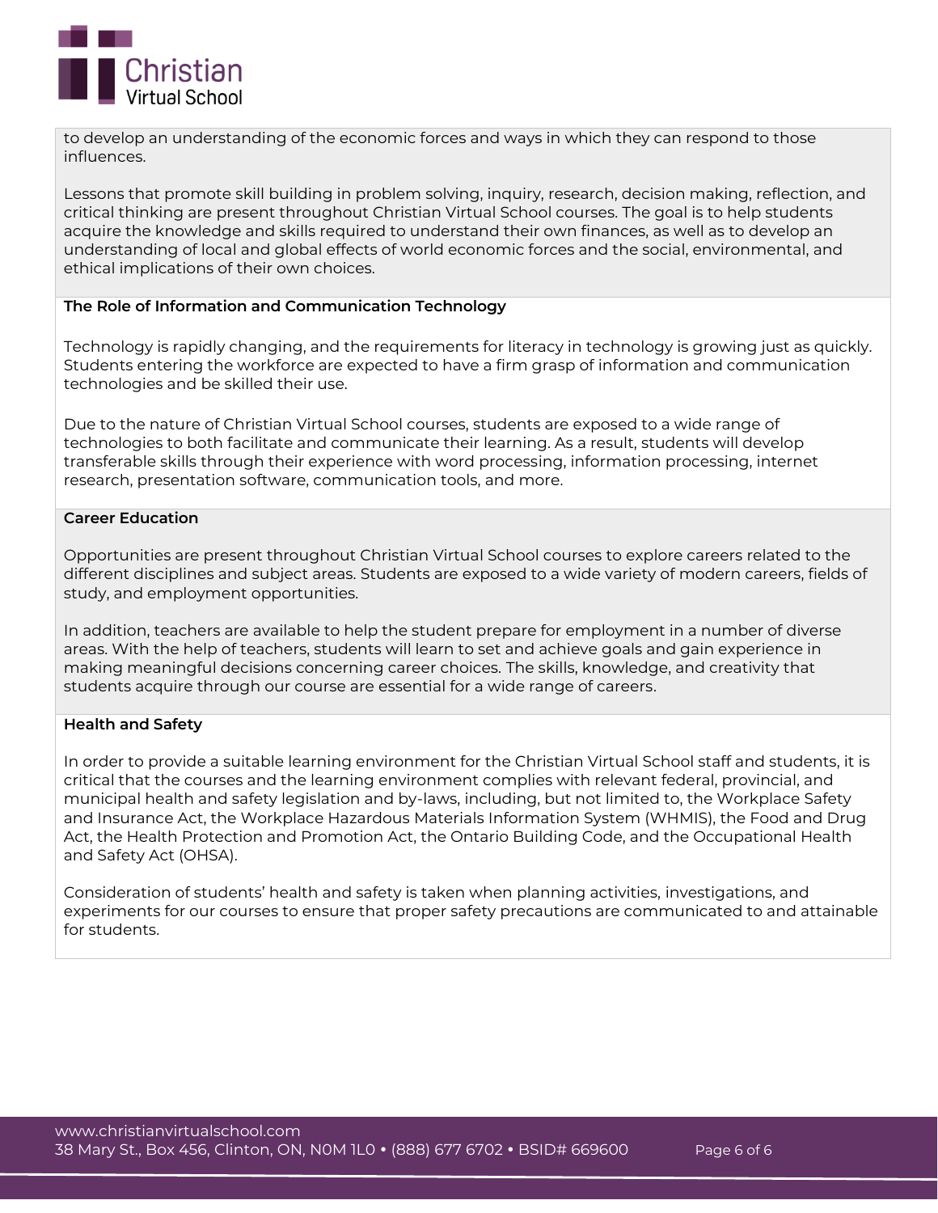to develop an understanding of the economic forces and ways in which they can respond to those influences.

Lessons that promote skill building in problem solving, inquiry, research, decision making, reflection, and critical thinking are present throughout Christian Virtual School courses. The goal is to help students acquire the knowledge and skills required to understand their own finances, as well as to develop an understanding of local and global effects of world economic forces and the social, environmental, and ethical implications of their own choices.

**The Role of Information and Communication Technology**

Technology is rapidly changing, and the requirements for literacy in technology is growing just as quickly. Students entering the workforce are expected to have a firm grasp of information and communication technologies and be skilled their use.

Due to the nature of Christian Virtual School courses, students are exposed to a wide range of technologies to both facilitate and communicate their learning. As a result, students will develop transferable skills through their experience with word processing, information processing, internet research, presentation software, communication tools, and more.

**Career Education**

Opportunities are present throughout Christian Virtual School courses to explore careers related to the different disciplines and subject areas. Students are exposed to a wide variety of modern careers, fields of study, and employment opportunities.

In addition, teachers are available to help the student prepare for employment in a number of diverse areas. With the help of teachers, students will learn to set and achieve goals and gain experience in making meaningful decisions concerning career choices. The skills, knowledge, and creativity that students acquire through our course are essential for a wide range of careers.

**Health and Safety**

In order to provide a suitable learning environment for the Christian Virtual School staff and students, it is critical that the courses and the learning environment complies with relevant federal, provincial, and municipal health and safety legislation and by-laws, including, but not limited to, the Workplace Safety and Insurance Act, the Workplace Hazardous Materials Information System (WHMIS), the Food and Drug Act, the Health Protection and Promotion Act, the Ontario Building Code, and the Occupational Health and Safety Act (OHSA).

Consideration of students' health and safety is taken when planning activities, investigations, and experiments for our courses to ensure that proper safety precautions are communicated to and attainable for students.